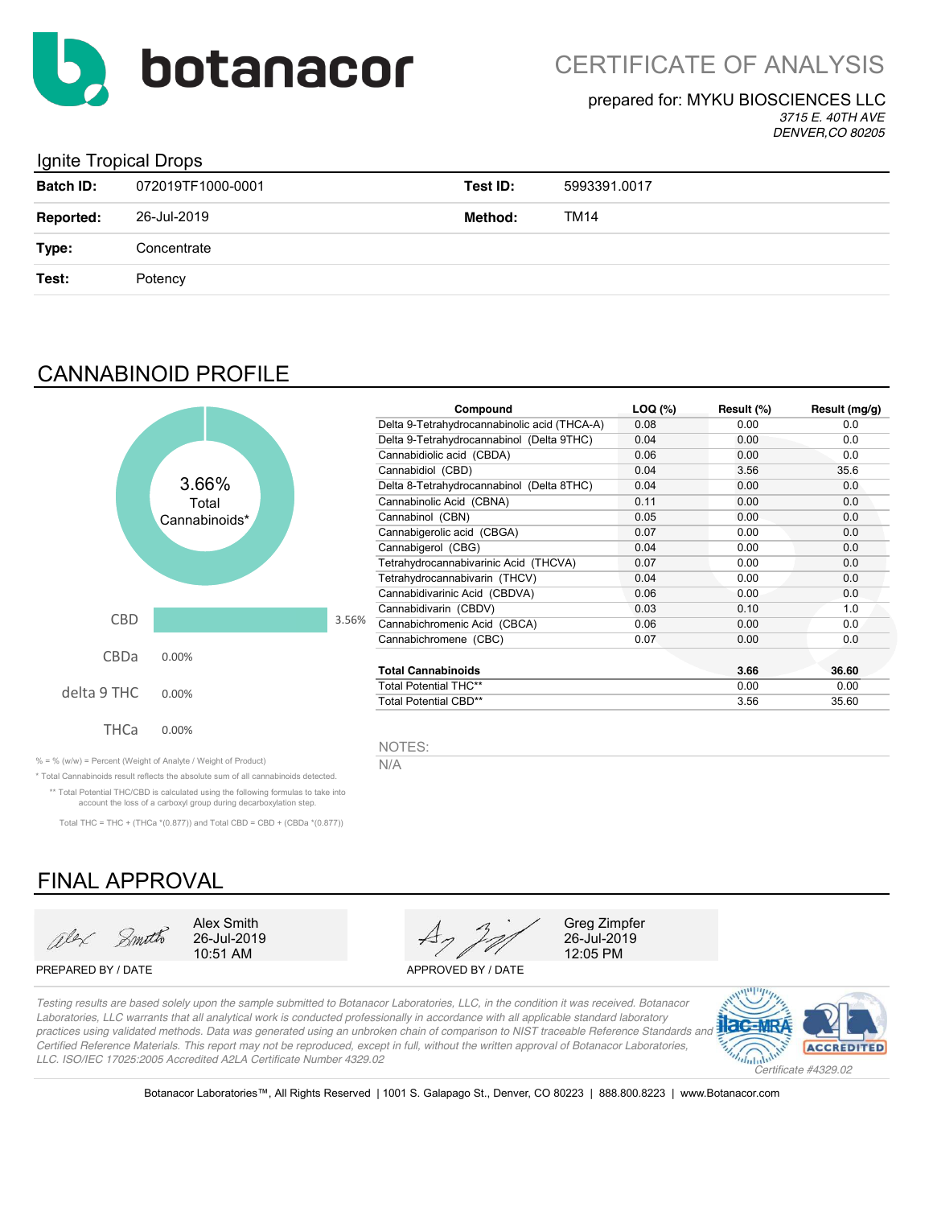botanacor

# CERTIFICATE OF ANALYSIS

prepared for: MYKU BIOSCIENCES LLC
*3715 E. 40TH AVE*
*DENVER,CO 80205*

## Ignite Tropical Drops

| | | | |
|---|---|---|---|
| **Batch ID:** | 072019TF1000-0001 | **Test ID:** | 5993391.0017 |
| **Reported:** | 26-Jul-2019 | **Method:** | TM14 |
| **Type:** | Concentrate | | |
| **Test:** | Potency | | |

## CANNABINOID PROFILE

3.66% Total Cannabinoids*

| | |
|---|---|
| CBD | 3.56% |
| CBDa | 0.00% |
| delta 9 THC | 0.00% |
| THCa | 0.00% |

| Compound | LOQ (%) | Result (%) | Result (mg/g) |
|---|---|---|---|
| Delta 9-Tetrahydrocannabinolic acid (THCA-A) | 0.08 | 0.00 | 0.0 |
| Delta 9-Tetrahydrocannabinol (Delta 9THC) | 0.04 | 0.00 | 0.0 |
| Cannabidiolic acid (CBDA) | 0.06 | 0.00 | 0.0 |
| Cannabidiol (CBD) | 0.04 | 3.56 | 35.6 |
| Delta 8-Tetrahydrocannabinol (Delta 8THC) | 0.04 | 0.00 | 0.0 |
| Cannabinolic Acid (CBNA) | 0.11 | 0.00 | 0.0 |
| Cannabinol (CBN) | 0.05 | 0.00 | 0.0 |
| Cannabigerolic acid (CBGA) | 0.07 | 0.00 | 0.0 |
| Cannabigerol (CBG) | 0.04 | 0.00 | 0.0 |
| Tetrahydrocannabivarinic Acid (THCVA) | 0.07 | 0.00 | 0.0 |
| Tetrahydrocannabivarin (THCV) | 0.04 | 0.00 | 0.0 |
| Cannabidivarinic Acid (CBDVA) | 0.06 | 0.00 | 0.0 |
| Cannabidivarin (CBDV) | 0.03 | 0.10 | 1.0 |
| Cannabichromenic Acid (CBCA) | 0.06 | 0.00 | 0.0 |
| Cannabichromene (CBC) | 0.07 | 0.00 | 0.0 |
| **Total Cannabinoids** | | **3.66** | **36.60** |
| Total Potential THC** | | 0.00 | 0.00 |
| Total Potential CBD** | | 3.56 | 35.60 |

NOTES:
N/A

% = % (w/w) = Percent (Weight of Analyte / Weight of Product)

* Total Cannabinoids result reflects the absolute sum of all cannabinoids detected.

** Total Potential THC/CBD is calculated using the following formulas to take into account the loss of a carboxyl group during decarboxylation step.

Total THC = THC + (THCa *(0.877)) and Total CBD = CBD + (CBDa *(0.877))

## FINAL APPROVAL

| PREPARED BY / DATE | APPROVED BY / DATE |
|---|---|
| Alex Smith, 26-Jul-2019, 10:51 AM | Greg Zimpfer, 26-Jul-2019, 12:05 PM |

*Testing results are based solely upon the sample submitted to Botanacor Laboratories, LLC, in the condition it was received. Botanacor Laboratories, LLC warrants that all analytical work is conducted professionally in accordance with all applicable standard laboratory practices using validated methods. Data was generated using an unbroken chain of comparison to NIST traceable Reference Standards and Certified Reference Materials. This report may not be reproduced, except in full, without the written approval of Botanacor Laboratories, LLC. ISO/IEC 17025:2005 Accredited A2LA Certificate Number 4329.02*

ilac-MRA A2LA ACCREDITED *Certificate #4329.02*

Botanacor Laboratories™, All Rights Reserved | 1001 S. Galapago St., Denver, CO 80223 | 888.800.8223 | www.Botanacor.com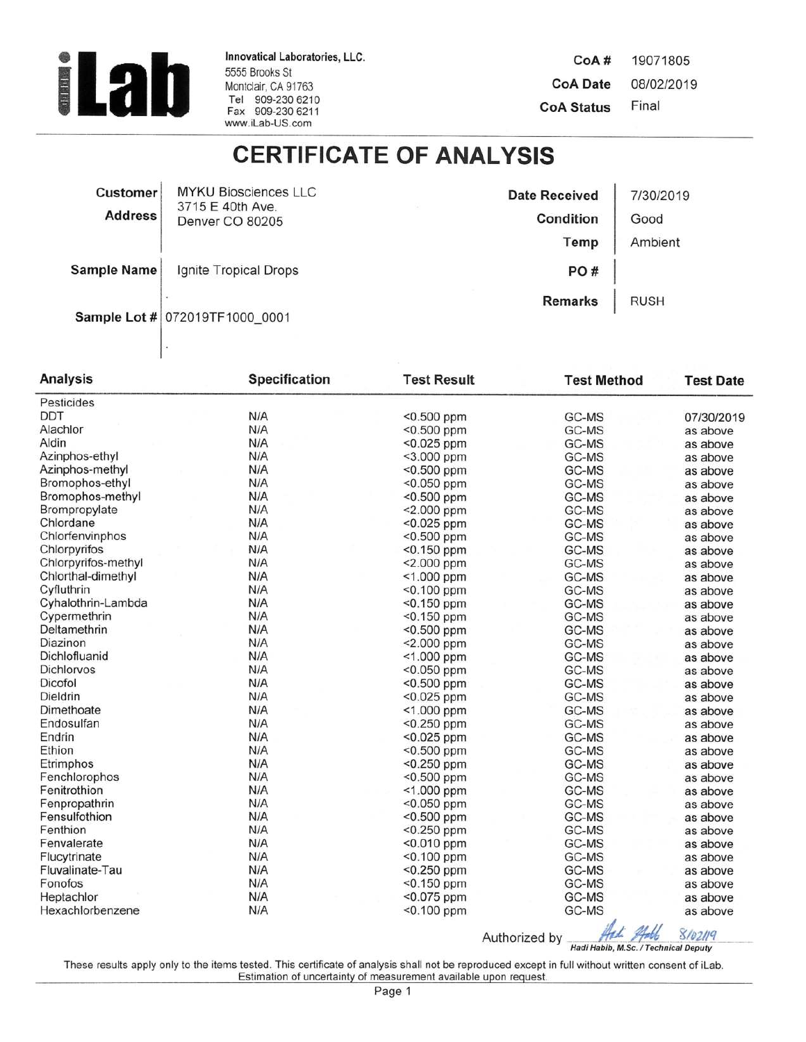**iLab**

**Innovatical Laboratories, LLC.**
5555 Brooks St
Montclair, CA 91763
Tel 909-230 6210
Fax 909-230 6211
www.iLab-US.com

**CoA #** 19071805
**CoA Date** 08/02/2019
**CoA Status** Final

# CERTIFICATE OF ANALYSIS

| | | | |
|---|---|---|---|
| **Customer** | MYKU Biosciences LLC | **Date Received** | 7/30/2019 |
| **Address** | 3715 E 40th Ave. Denver CO 80205 | **Condition** | Good |
| | | **Temp** | Ambient |
| **Sample Name** | Ignite Tropical Drops | **PO #** | |
| | | **Remarks** | RUSH |
| **Sample Lot #** | 072019TF1000_0001 | | |

| Analysis | Specification | Test Result | Test Method | Test Date |
|---|---|---|---|---|
| Pesticides | | | | |
| DDT | N/A | <0.500 ppm | GC-MS | 07/30/2019 |
| Alachlor | N/A | <0.500 ppm | GC-MS | as above |
| Aldin | N/A | <0.025 ppm | GC-MS | as above |
| Azinphos-ethyl | N/A | <3.000 ppm | GC-MS | as above |
| Azinphos-methyl | N/A | <0.500 ppm | GC-MS | as above |
| Bromophos-ethyl | N/A | <0.050 ppm | GC-MS | as above |
| Bromophos-methyl | N/A | <0.500 ppm | GC-MS | as above |
| Brompropylate | N/A | <2.000 ppm | GC-MS | as above |
| Chlordane | N/A | <0.025 ppm | GC-MS | as above |
| Chlorfenvinphos | N/A | <0.500 ppm | GC-MS | as above |
| Chlorpyrifos | N/A | <0.150 ppm | GC-MS | as above |
| Chlorpyrifos-methyl | N/A | <2.000 ppm | GC-MS | as above |
| Chlorthal-dimethyl | N/A | <1.000 ppm | GC-MS | as above |
| Cyfluthrin | N/A | <0.100 ppm | GC-MS | as above |
| Cyhalothrin-Lambda | N/A | <0.150 ppm | GC-MS | as above |
| Cypermethrin | N/A | <0.150 ppm | GC-MS | as above |
| Deltamethrin | N/A | <0.500 ppm | GC-MS | as above |
| Diazinon | N/A | <2.000 ppm | GC-MS | as above |
| Dichlofluanid | N/A | <1.000 ppm | GC-MS | as above |
| Dichlorvos | N/A | <0.050 ppm | GC-MS | as above |
| Dicofol | N/A | <0.500 ppm | GC-MS | as above |
| Dieldrin | N/A | <0.025 ppm | GC-MS | as above |
| Dimethoate | N/A | <1.000 ppm | GC-MS | as above |
| Endosulfan | N/A | <0.250 ppm | GC-MS | as above |
| Endrin | N/A | <0.025 ppm | GC-MS | as above |
| Ethion | N/A | <0.500 ppm | GC-MS | as above |
| Etrimphos | N/A | <0.250 ppm | GC-MS | as above |
| Fenchlorophos | N/A | <0.500 ppm | GC-MS | as above |
| Fenitrothion | N/A | <1.000 ppm | GC-MS | as above |
| Fenpropathrin | N/A | <0.050 ppm | GC-MS | as above |
| Fensulfothion | N/A | <0.500 ppm | GC-MS | as above |
| Fenthion | N/A | <0.250 ppm | GC-MS | as above |
| Fenvalerate | N/A | <0.010 ppm | GC-MS | as above |
| Flucytrinate | N/A | <0.100 ppm | GC-MS | as above |
| Fluvalinate-Tau | N/A | <0.250 ppm | GC-MS | as above |
| Fonofos | N/A | <0.150 ppm | GC-MS | as above |
| Heptachlor | N/A | <0.075 ppm | GC-MS | as above |
| Hexachlorbenzene | N/A | <0.100 ppm | GC-MS | as above |

Authorized by _Hadi Habib_ 8/02/19
*Hadi Habib, M.Sc. / Technical Deputy*

These results apply only to the items tested. This certificate of analysis shall not be reproduced except in full without written consent of iLab.
Estimation of uncertainty of measurement available upon request.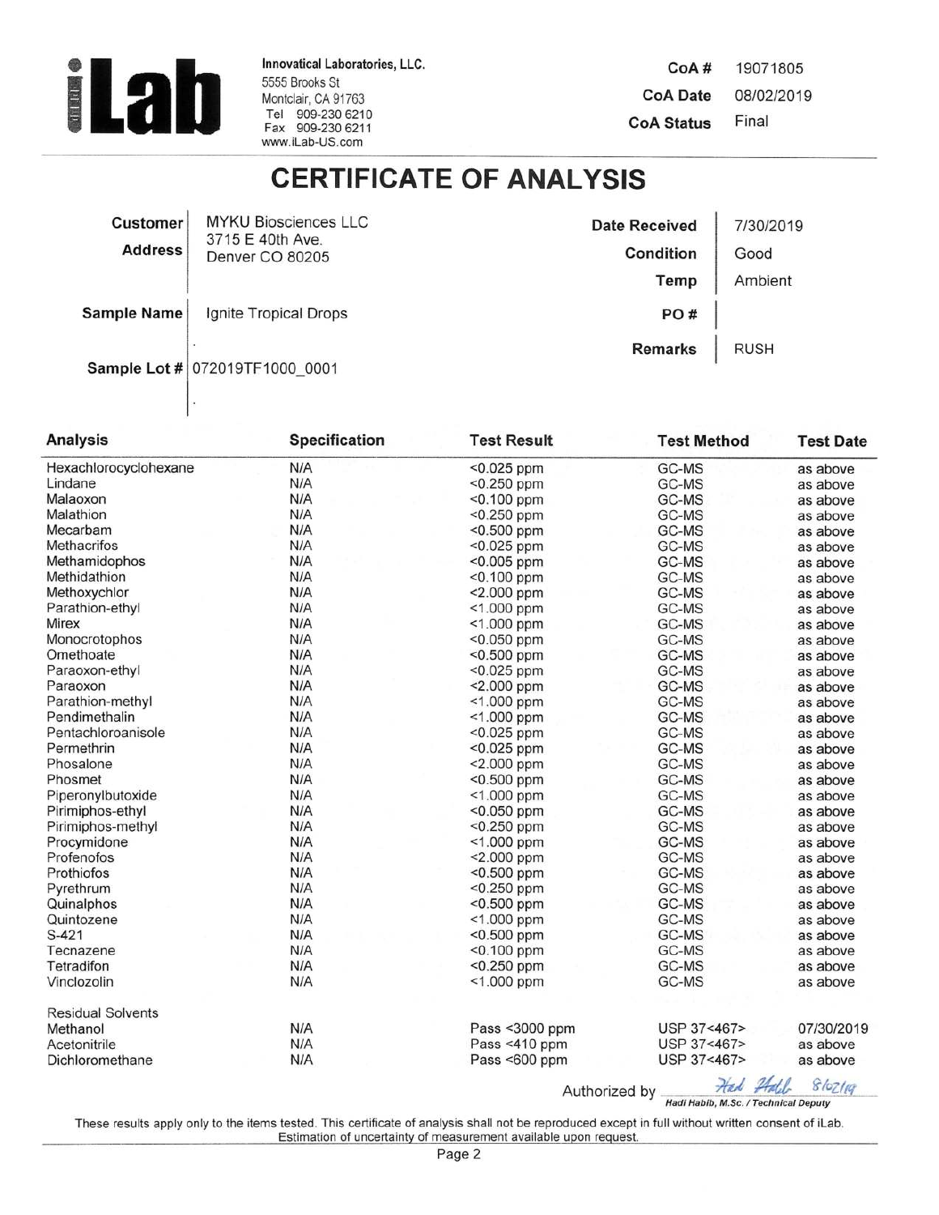**Innovatical Laboratories, LLC.**
5555 Brooks St
Montclair, CA 91763
Tel 909-230 6210
Fax 909-230 6211
www.iLab-US.com

**CoA #** 19071805
**CoA Date** 08/02/2019
**CoA Status** Final

# CERTIFICATE OF ANALYSIS

| | | | |
|---|---|---|---|
| **Customer** | MYKU Biosciences LLC | **Date Received** | 7/30/2019 |
| **Address** | 3715 E 40th Ave. Denver CO 80205 | **Condition** | Good |
| | | **Temp** | Ambient |
| **Sample Name** | Ignite Tropical Drops | **PO #** | |
| | | **Remarks** | RUSH |
| **Sample Lot #** | 072019TF1000_0001 | | |

| Analysis | Specification | Test Result | Test Method | Test Date |
|---|---|---|---|---|
| Hexachlorocyclohexane | N/A | <0.025 ppm | GC-MS | as above |
| Lindane | N/A | <0.250 ppm | GC-MS | as above |
| Malaoxon | N/A | <0.100 ppm | GC-MS | as above |
| Malathion | N/A | <0.250 ppm | GC-MS | as above |
| Mecarbam | N/A | <0.500 ppm | GC-MS | as above |
| Methacrifos | N/A | <0.025 ppm | GC-MS | as above |
| Methamidophos | N/A | <0.005 ppm | GC-MS | as above |
| Methidathion | N/A | <0.100 ppm | GC-MS | as above |
| Methoxychlor | N/A | <2.000 ppm | GC-MS | as above |
| Parathion-ethyl | N/A | <1.000 ppm | GC-MS | as above |
| Mirex | N/A | <1.000 ppm | GC-MS | as above |
| Monocrotophos | N/A | <0.050 ppm | GC-MS | as above |
| Omethoate | N/A | <0.500 ppm | GC-MS | as above |
| Paraoxon-ethyl | N/A | <0.025 ppm | GC-MS | as above |
| Paraoxon | N/A | <2.000 ppm | GC-MS | as above |
| Parathion-methyl | N/A | <1.000 ppm | GC-MS | as above |
| Pendimethalin | N/A | <1.000 ppm | GC-MS | as above |
| Pentachloroanisole | N/A | <0.025 ppm | GC-MS | as above |
| Permethrin | N/A | <0.025 ppm | GC-MS | as above |
| Phosalone | N/A | <2.000 ppm | GC-MS | as above |
| Phosmet | N/A | <0.500 ppm | GC-MS | as above |
| Piperonylbutoxide | N/A | <1.000 ppm | GC-MS | as above |
| Pirimiphos-ethyl | N/A | <0.050 ppm | GC-MS | as above |
| Pirimiphos-methyl | N/A | <0.250 ppm | GC-MS | as above |
| Procymidone | N/A | <1.000 ppm | GC-MS | as above |
| Profenofos | N/A | <2.000 ppm | GC-MS | as above |
| Prothiofos | N/A | <0.500 ppm | GC-MS | as above |
| Pyrethrum | N/A | <0.250 ppm | GC-MS | as above |
| Quinalphos | N/A | <0.500 ppm | GC-MS | as above |
| Quintozene | N/A | <1.000 ppm | GC-MS | as above |
| S-421 | N/A | <0.500 ppm | GC-MS | as above |
| Tecnazene | N/A | <0.100 ppm | GC-MS | as above |
| Tetradifon | N/A | <0.250 ppm | GC-MS | as above |
| Vinclozolin | N/A | <1.000 ppm | GC-MS | as above |
| Residual Solvents | | | | |
| Methanol | N/A | Pass <3000 ppm | USP 37<467> | 07/30/2019 |
| Acetonitrile | N/A | Pass <410 ppm | USP 37<467> | as above |
| Dichloromethane | N/A | Pass <600 ppm | USP 37<467> | as above |

Authorized by Hadi Habib 8/02/19
*Hadi Habib, M.Sc. / Technical Deputy*

These results apply only to the items tested. This certificate of analysis shall not be reproduced except in full without written consent of iLab. Estimation of uncertainty of measurement available upon request.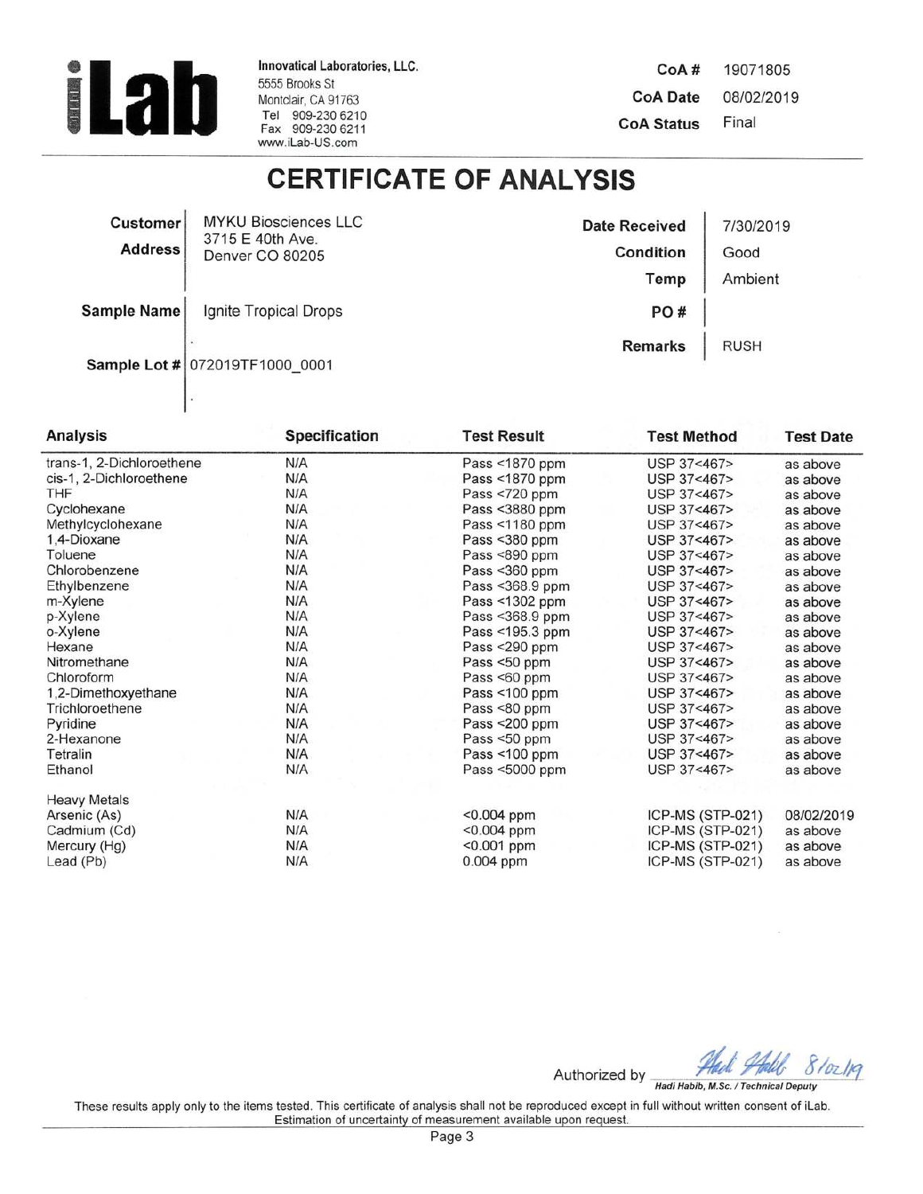**Innovatical Laboratories, LLC.**
5555 Brooks St
Montclair, CA 91763
Tel 909-230 6210
Fax 909-230 6211
www.iLab-US.com

**CoA #** 19071805
**CoA Date** 08/02/2019
**CoA Status** Final

# CERTIFICATE OF ANALYSIS

| | | | |
|---|---|---|---|
| **Customer** | MYKU Biosciences LLC | **Date Received** | 7/30/2019 |
| **Address** | 3715 E 40th Ave. Denver CO 80205 | **Condition** | Good |
| | | **Temp** | Ambient |
| **Sample Name** | Ignite Tropical Drops | **PO #** | |
| **Sample Lot #** | 072019TF1000_0001 | **Remarks** | RUSH |

| Analysis | Specification | Test Result | Test Method | Test Date |
|---|---|---|---|---|
| trans-1, 2-Dichloroethene | N/A | Pass <1870 ppm | USP 37<467> | as above |
| cis-1, 2-Dichloroethene | N/A | Pass <1870 ppm | USP 37<467> | as above |
| THF | N/A | Pass <720 ppm | USP 37<467> | as above |
| Cyclohexane | N/A | Pass <3880 ppm | USP 37<467> | as above |
| Methylcyclohexane | N/A | Pass <1180 ppm | USP 37<467> | as above |
| 1,4-Dioxane | N/A | Pass <380 ppm | USP 37<467> | as above |
| Toluene | N/A | Pass <890 ppm | USP 37<467> | as above |
| Chlorobenzene | N/A | Pass <360 ppm | USP 37<467> | as above |
| Ethylbenzene | N/A | Pass <368.9 ppm | USP 37<467> | as above |
| m-Xylene | N/A | Pass <1302 ppm | USP 37<467> | as above |
| p-Xylene | N/A | Pass <368.9 ppm | USP 37<467> | as above |
| o-Xylene | N/A | Pass <195.3 ppm | USP 37<467> | as above |
| Hexane | N/A | Pass <290 ppm | USP 37<467> | as above |
| Nitromethane | N/A | Pass <50 ppm | USP 37<467> | as above |
| Chloroform | N/A | Pass <60 ppm | USP 37<467> | as above |
| 1,2-Dimethoxyethane | N/A | Pass <100 ppm | USP 37<467> | as above |
| Trichloroethene | N/A | Pass <80 ppm | USP 37<467> | as above |
| Pyridine | N/A | Pass <200 ppm | USP 37<467> | as above |
| 2-Hexanone | N/A | Pass <50 ppm | USP 37<467> | as above |
| Tetralin | N/A | Pass <100 ppm | USP 37<467> | as above |
| Ethanol | N/A | Pass <5000 ppm | USP 37<467> | as above |
| Heavy Metals | | | | |
| Arsenic (As) | N/A | <0.004 ppm | ICP-MS (STP-021) | 08/02/2019 |
| Cadmium (Cd) | N/A | <0.004 ppm | ICP-MS (STP-021) | as above |
| Mercury (Hg) | N/A | <0.001 ppm | ICP-MS (STP-021) | as above |
| Lead (Pb) | N/A | 0.004 ppm | ICP-MS (STP-021) | as above |

Authorized by Hadi Habib 8/02/19
*Hadi Habib, M.Sc. / Technical Deputy*

These results apply only to the items tested. This certificate of analysis shall not be reproduced except in full without written consent of iLab.
Estimation of uncertainty of measurement available upon request.